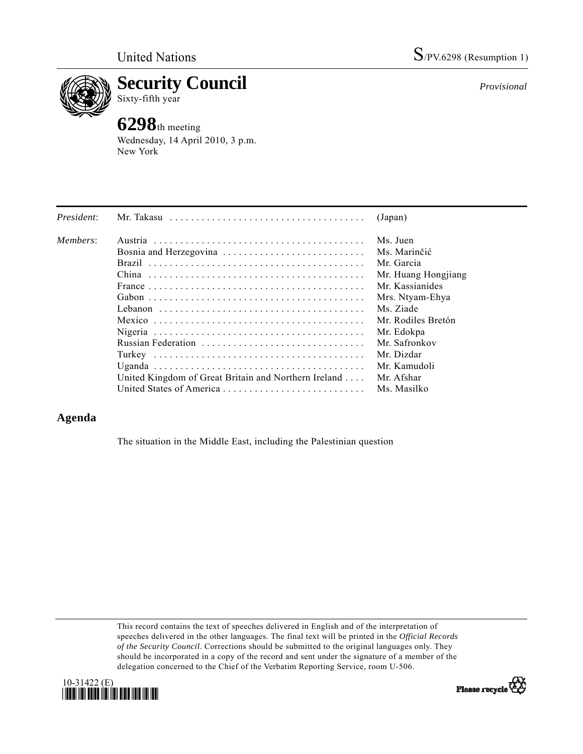United Nations

S/PV.6298 (Resumption 1)

# Security Council

Sixty-fifth year

*Provisional*

## 6298th meeting

Wednesday, 14 April 2010, 3 p.m.
New York

| | | |
|---|---|---|
| *President*: | Mr. Takasu | (Japan) |
| *Members*: | Austria | Ms. Juen |
| | Bosnia and Herzegovina | Ms. Marinčić |
| | Brazil | Mr. Garcia |
| | China | Mr. Huang Hongjiang |
| | France | Mr. Kassianides |
| | Gabon | Mrs. Ntyam-Ehya |
| | Lebanon | Ms. Ziade |
| | Mexico | Mr. Rodiles Bretón |
| | Nigeria | Mr. Edokpa |
| | Russian Federation | Mr. Safronkov |
| | Turkey | Mr. Dizdar |
| | Uganda | Mr. Kamudoli |
| | United Kingdom of Great Britain and Northern Ireland | Mr. Afshar |
| | United States of America | Ms. Masilko |

## Agenda

The situation in the Middle East, including the Palestinian question

This record contains the text of speeches delivered in English and of the interpretation of speeches delivered in the other languages. The final text will be printed in the *Official Records of the Security Council*. Corrections should be submitted to the original languages only. They should be incorporated in a copy of the record and sent under the signature of a member of the delegation concerned to the Chief of the Verbatim Reporting Service, room U-506.

10-31422 (E)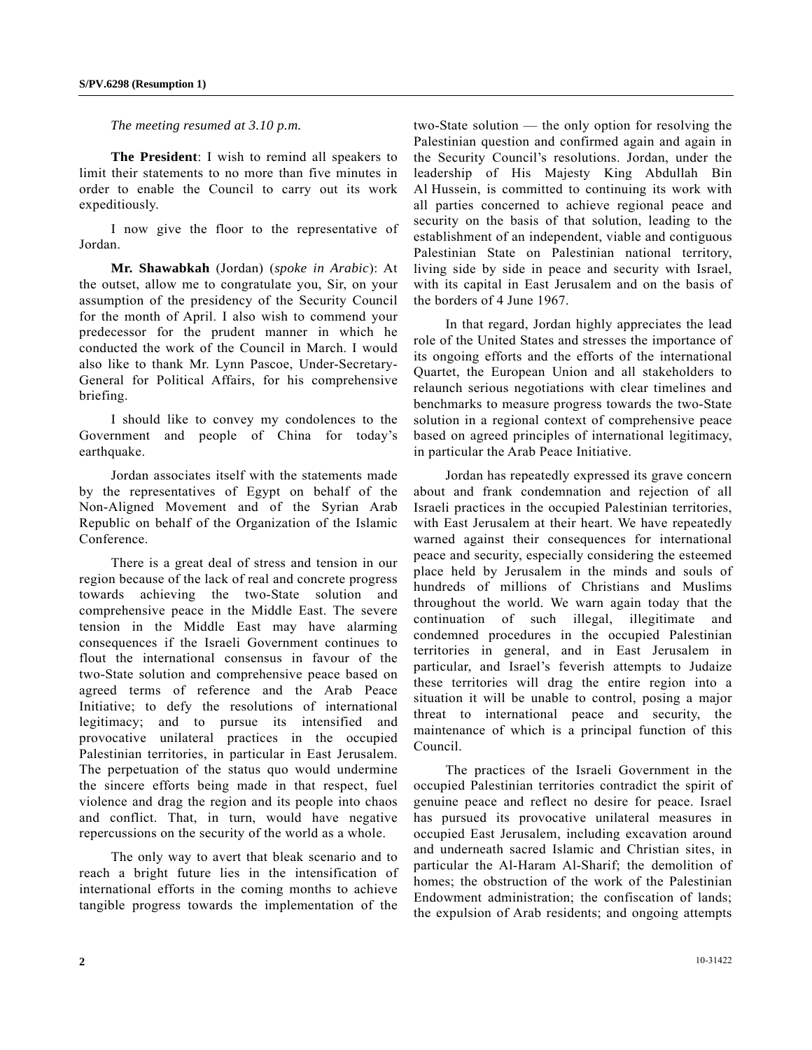*The meeting resumed at 3.10 p.m.*

**The President**: I wish to remind all speakers to limit their statements to no more than five minutes in order to enable the Council to carry out its work expeditiously.

I now give the floor to the representative of Jordan.

**Mr. Shawabkah** (Jordan) (*spoke in Arabic*): At the outset, allow me to congratulate you, Sir, on your assumption of the presidency of the Security Council for the month of April. I also wish to commend your predecessor for the prudent manner in which he conducted the work of the Council in March. I would also like to thank Mr. Lynn Pascoe, Under-Secretary-General for Political Affairs, for his comprehensive briefing.

I should like to convey my condolences to the Government and people of China for today's earthquake.

Jordan associates itself with the statements made by the representatives of Egypt on behalf of the Non-Aligned Movement and of the Syrian Arab Republic on behalf of the Organization of the Islamic Conference.

There is a great deal of stress and tension in our region because of the lack of real and concrete progress towards achieving the two-State solution and comprehensive peace in the Middle East. The severe tension in the Middle East may have alarming consequences if the Israeli Government continues to flout the international consensus in favour of the two-State solution and comprehensive peace based on agreed terms of reference and the Arab Peace Initiative; to defy the resolutions of international legitimacy; and to pursue its intensified and provocative unilateral practices in the occupied Palestinian territories, in particular in East Jerusalem. The perpetuation of the status quo would undermine the sincere efforts being made in that respect, fuel violence and drag the region and its people into chaos and conflict. That, in turn, would have negative repercussions on the security of the world as a whole.

The only way to avert that bleak scenario and to reach a bright future lies in the intensification of international efforts in the coming months to achieve tangible progress towards the implementation of the two-State solution — the only option for resolving the Palestinian question and confirmed again and again in the Security Council's resolutions. Jordan, under the leadership of His Majesty King Abdullah Bin Al Hussein, is committed to continuing its work with all parties concerned to achieve regional peace and security on the basis of that solution, leading to the establishment of an independent, viable and contiguous Palestinian State on Palestinian national territory, living side by side in peace and security with Israel, with its capital in East Jerusalem and on the basis of the borders of 4 June 1967.

In that regard, Jordan highly appreciates the lead role of the United States and stresses the importance of its ongoing efforts and the efforts of the international Quartet, the European Union and all stakeholders to relaunch serious negotiations with clear timelines and benchmarks to measure progress towards the two-State solution in a regional context of comprehensive peace based on agreed principles of international legitimacy, in particular the Arab Peace Initiative.

Jordan has repeatedly expressed its grave concern about and frank condemnation and rejection of all Israeli practices in the occupied Palestinian territories, with East Jerusalem at their heart. We have repeatedly warned against their consequences for international peace and security, especially considering the esteemed place held by Jerusalem in the minds and souls of hundreds of millions of Christians and Muslims throughout the world. We warn again today that the continuation of such illegal, illegitimate and condemned procedures in the occupied Palestinian territories in general, and in East Jerusalem in particular, and Israel's feverish attempts to Judaize these territories will drag the entire region into a situation it will be unable to control, posing a major threat to international peace and security, the maintenance of which is a principal function of this Council.

The practices of the Israeli Government in the occupied Palestinian territories contradict the spirit of genuine peace and reflect no desire for peace. Israel has pursued its provocative unilateral measures in occupied East Jerusalem, including excavation around and underneath sacred Islamic and Christian sites, in particular the Al-Haram Al-Sharif; the demolition of homes; the obstruction of the work of the Palestinian Endowment administration; the confiscation of lands; the expulsion of Arab residents; and ongoing attempts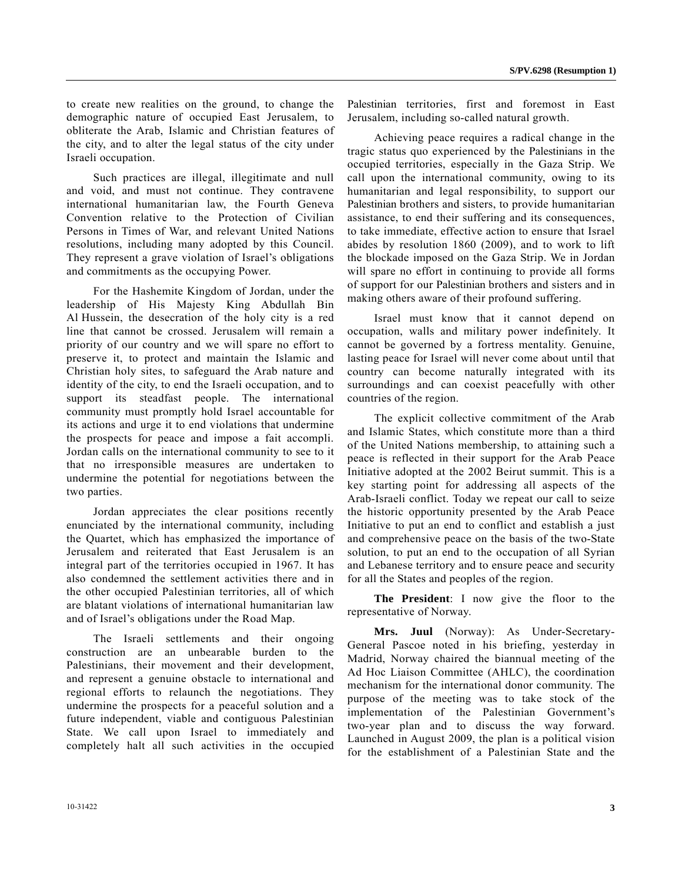to create new realities on the ground, to change the demographic nature of occupied East Jerusalem, to obliterate the Arab, Islamic and Christian features of the city, and to alter the legal status of the city under Israeli occupation.

Such practices are illegal, illegitimate and null and void, and must not continue. They contravene international humanitarian law, the Fourth Geneva Convention relative to the Protection of Civilian Persons in Times of War, and relevant United Nations resolutions, including many adopted by this Council. They represent a grave violation of Israel's obligations and commitments as the occupying Power.

For the Hashemite Kingdom of Jordan, under the leadership of His Majesty King Abdullah Bin Al Hussein, the desecration of the holy city is a red line that cannot be crossed. Jerusalem will remain a priority of our country and we will spare no effort to preserve it, to protect and maintain the Islamic and Christian holy sites, to safeguard the Arab nature and identity of the city, to end the Israeli occupation, and to support its steadfast people. The international community must promptly hold Israel accountable for its actions and urge it to end violations that undermine the prospects for peace and impose a fait accompli. Jordan calls on the international community to see to it that no irresponsible measures are undertaken to undermine the potential for negotiations between the two parties.

Jordan appreciates the clear positions recently enunciated by the international community, including the Quartet, which has emphasized the importance of Jerusalem and reiterated that East Jerusalem is an integral part of the territories occupied in 1967. It has also condemned the settlement activities there and in the other occupied Palestinian territories, all of which are blatant violations of international humanitarian law and of Israel's obligations under the Road Map.

The Israeli settlements and their ongoing construction are an unbearable burden to the Palestinians, their movement and their development, and represent a genuine obstacle to international and regional efforts to relaunch the negotiations. They undermine the prospects for a peaceful solution and a future independent, viable and contiguous Palestinian State. We call upon Israel to immediately and completely halt all such activities in the occupied Palestinian territories, first and foremost in East Jerusalem, including so-called natural growth.

Achieving peace requires a radical change in the tragic status quo experienced by the Palestinians in the occupied territories, especially in the Gaza Strip. We call upon the international community, owing to its humanitarian and legal responsibility, to support our Palestinian brothers and sisters, to provide humanitarian assistance, to end their suffering and its consequences, to take immediate, effective action to ensure that Israel abides by resolution 1860 (2009), and to work to lift the blockade imposed on the Gaza Strip. We in Jordan will spare no effort in continuing to provide all forms of support for our Palestinian brothers and sisters and in making others aware of their profound suffering.

Israel must know that it cannot depend on occupation, walls and military power indefinitely. It cannot be governed by a fortress mentality. Genuine, lasting peace for Israel will never come about until that country can become naturally integrated with its surroundings and can coexist peacefully with other countries of the region.

The explicit collective commitment of the Arab and Islamic States, which constitute more than a third of the United Nations membership, to attaining such a peace is reflected in their support for the Arab Peace Initiative adopted at the 2002 Beirut summit. This is a key starting point for addressing all aspects of the Arab-Israeli conflict. Today we repeat our call to seize the historic opportunity presented by the Arab Peace Initiative to put an end to conflict and establish a just and comprehensive peace on the basis of the two-State solution, to put an end to the occupation of all Syrian and Lebanese territory and to ensure peace and security for all the States and peoples of the region.

**The President**: I now give the floor to the representative of Norway.

**Mrs. Juul** (Norway): As Under-Secretary-General Pascoe noted in his briefing, yesterday in Madrid, Norway chaired the biannual meeting of the Ad Hoc Liaison Committee (AHLC), the coordination mechanism for the international donor community. The purpose of the meeting was to take stock of the implementation of the Palestinian Government's two-year plan and to discuss the way forward. Launched in August 2009, the plan is a political vision for the establishment of a Palestinian State and the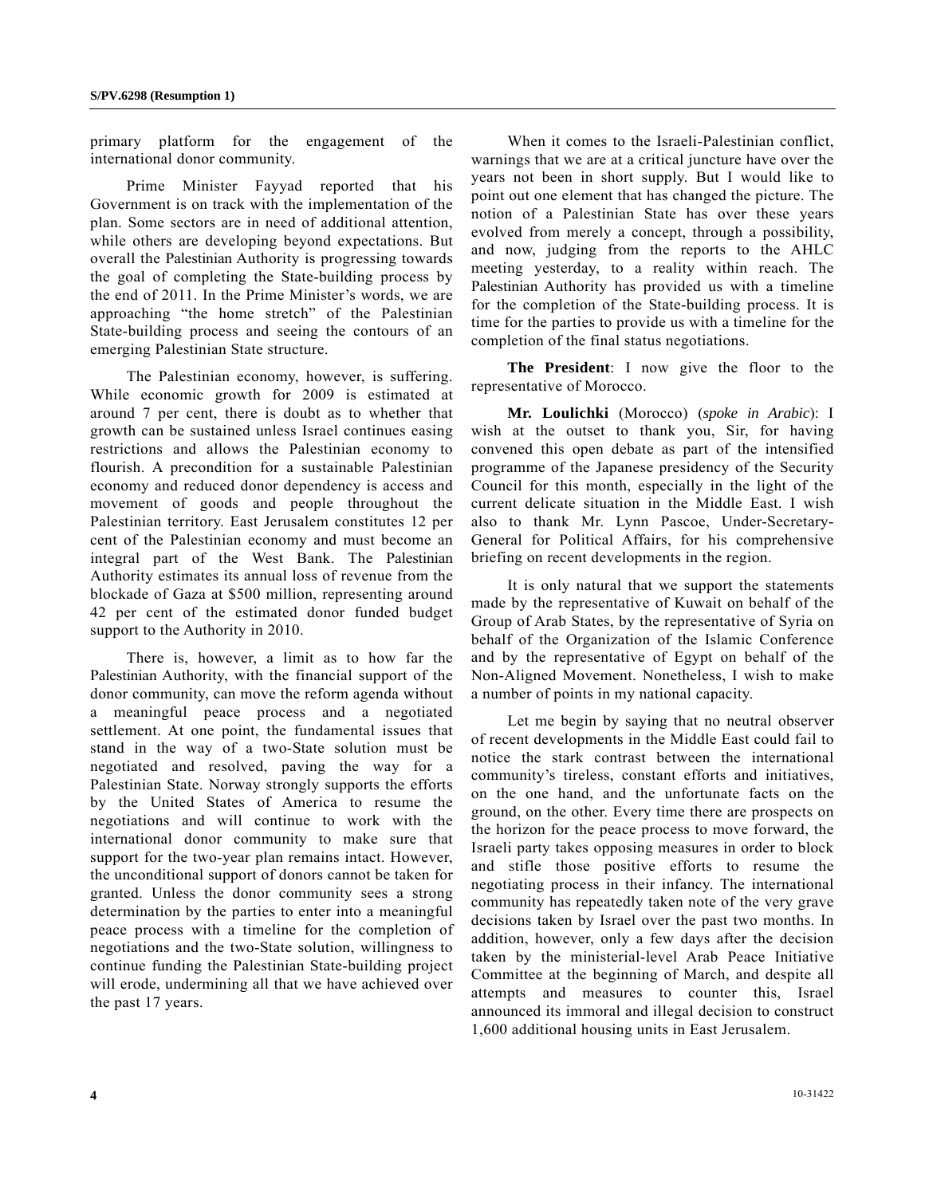primary platform for the engagement of the international donor community.

Prime Minister Fayyad reported that his Government is on track with the implementation of the plan. Some sectors are in need of additional attention, while others are developing beyond expectations. But overall the Palestinian Authority is progressing towards the goal of completing the State-building process by the end of 2011. In the Prime Minister's words, we are approaching "the home stretch" of the Palestinian State-building process and seeing the contours of an emerging Palestinian State structure.

The Palestinian economy, however, is suffering. While economic growth for 2009 is estimated at around 7 per cent, there is doubt as to whether that growth can be sustained unless Israel continues easing restrictions and allows the Palestinian economy to flourish. A precondition for a sustainable Palestinian economy and reduced donor dependency is access and movement of goods and people throughout the Palestinian territory. East Jerusalem constitutes 12 per cent of the Palestinian economy and must become an integral part of the West Bank. The Palestinian Authority estimates its annual loss of revenue from the blockade of Gaza at $500 million, representing around 42 per cent of the estimated donor funded budget support to the Authority in 2010.

There is, however, a limit as to how far the Palestinian Authority, with the financial support of the donor community, can move the reform agenda without a meaningful peace process and a negotiated settlement. At one point, the fundamental issues that stand in the way of a two-State solution must be negotiated and resolved, paving the way for a Palestinian State. Norway strongly supports the efforts by the United States of America to resume the negotiations and will continue to work with the international donor community to make sure that support for the two-year plan remains intact. However, the unconditional support of donors cannot be taken for granted. Unless the donor community sees a strong determination by the parties to enter into a meaningful peace process with a timeline for the completion of negotiations and the two-State solution, willingness to continue funding the Palestinian State-building project will erode, undermining all that we have achieved over the past 17 years.

When it comes to the Israeli-Palestinian conflict, warnings that we are at a critical juncture have over the years not been in short supply. But I would like to point out one element that has changed the picture. The notion of a Palestinian State has over these years evolved from merely a concept, through a possibility, and now, judging from the reports to the AHLC meeting yesterday, to a reality within reach. The Palestinian Authority has provided us with a timeline for the completion of the State-building process. It is time for the parties to provide us with a timeline for the completion of the final status negotiations.

**The President**: I now give the floor to the representative of Morocco.

**Mr. Loulichki** (Morocco) (*spoke in Arabic*): I wish at the outset to thank you, Sir, for having convened this open debate as part of the intensified programme of the Japanese presidency of the Security Council for this month, especially in the light of the current delicate situation in the Middle East. I wish also to thank Mr. Lynn Pascoe, Under-Secretary-General for Political Affairs, for his comprehensive briefing on recent developments in the region.

It is only natural that we support the statements made by the representative of Kuwait on behalf of the Group of Arab States, by the representative of Syria on behalf of the Organization of the Islamic Conference and by the representative of Egypt on behalf of the Non-Aligned Movement. Nonetheless, I wish to make a number of points in my national capacity.

Let me begin by saying that no neutral observer of recent developments in the Middle East could fail to notice the stark contrast between the international community's tireless, constant efforts and initiatives, on the one hand, and the unfortunate facts on the ground, on the other. Every time there are prospects on the horizon for the peace process to move forward, the Israeli party takes opposing measures in order to block and stifle those positive efforts to resume the negotiating process in their infancy. The international community has repeatedly taken note of the very grave decisions taken by Israel over the past two months. In addition, however, only a few days after the decision taken by the ministerial-level Arab Peace Initiative Committee at the beginning of March, and despite all attempts and measures to counter this, Israel announced its immoral and illegal decision to construct 1,600 additional housing units in East Jerusalem.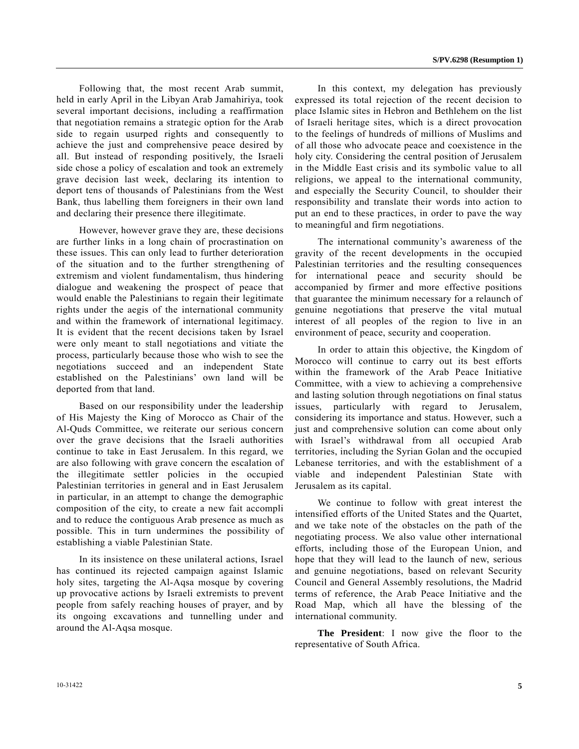Following that, the most recent Arab summit, held in early April in the Libyan Arab Jamahiriya, took several important decisions, including a reaffirmation that negotiation remains a strategic option for the Arab side to regain usurped rights and consequently to achieve the just and comprehensive peace desired by all. But instead of responding positively, the Israeli side chose a policy of escalation and took an extremely grave decision last week, declaring its intention to deport tens of thousands of Palestinians from the West Bank, thus labelling them foreigners in their own land and declaring their presence there illegitimate.

However, however grave they are, these decisions are further links in a long chain of procrastination on these issues. This can only lead to further deterioration of the situation and to the further strengthening of extremism and violent fundamentalism, thus hindering dialogue and weakening the prospect of peace that would enable the Palestinians to regain their legitimate rights under the aegis of the international community and within the framework of international legitimacy. It is evident that the recent decisions taken by Israel were only meant to stall negotiations and vitiate the process, particularly because those who wish to see the negotiations succeed and an independent State established on the Palestinians' own land will be deported from that land.

Based on our responsibility under the leadership of His Majesty the King of Morocco as Chair of the Al-Quds Committee, we reiterate our serious concern over the grave decisions that the Israeli authorities continue to take in East Jerusalem. In this regard, we are also following with grave concern the escalation of the illegitimate settler policies in the occupied Palestinian territories in general and in East Jerusalem in particular, in an attempt to change the demographic composition of the city, to create a new fait accompli and to reduce the contiguous Arab presence as much as possible. This in turn undermines the possibility of establishing a viable Palestinian State.

In its insistence on these unilateral actions, Israel has continued its rejected campaign against Islamic holy sites, targeting the Al-Aqsa mosque by covering up provocative actions by Israeli extremists to prevent people from safely reaching houses of prayer, and by its ongoing excavations and tunnelling under and around the Al-Aqsa mosque.

In this context, my delegation has previously expressed its total rejection of the recent decision to place Islamic sites in Hebron and Bethlehem on the list of Israeli heritage sites, which is a direct provocation to the feelings of hundreds of millions of Muslims and of all those who advocate peace and coexistence in the holy city. Considering the central position of Jerusalem in the Middle East crisis and its symbolic value to all religions, we appeal to the international community, and especially the Security Council, to shoulder their responsibility and translate their words into action to put an end to these practices, in order to pave the way to meaningful and firm negotiations.

The international community's awareness of the gravity of the recent developments in the occupied Palestinian territories and the resulting consequences for international peace and security should be accompanied by firmer and more effective positions that guarantee the minimum necessary for a relaunch of genuine negotiations that preserve the vital mutual interest of all peoples of the region to live in an environment of peace, security and cooperation.

In order to attain this objective, the Kingdom of Morocco will continue to carry out its best efforts within the framework of the Arab Peace Initiative Committee, with a view to achieving a comprehensive and lasting solution through negotiations on final status issues, particularly with regard to Jerusalem, considering its importance and status. However, such a just and comprehensive solution can come about only with Israel's withdrawal from all occupied Arab territories, including the Syrian Golan and the occupied Lebanese territories, and with the establishment of a viable and independent Palestinian State with Jerusalem as its capital.

We continue to follow with great interest the intensified efforts of the United States and the Quartet, and we take note of the obstacles on the path of the negotiating process. We also value other international efforts, including those of the European Union, and hope that they will lead to the launch of new, serious and genuine negotiations, based on relevant Security Council and General Assembly resolutions, the Madrid terms of reference, the Arab Peace Initiative and the Road Map, which all have the blessing of the international community.

**The President**: I now give the floor to the representative of South Africa.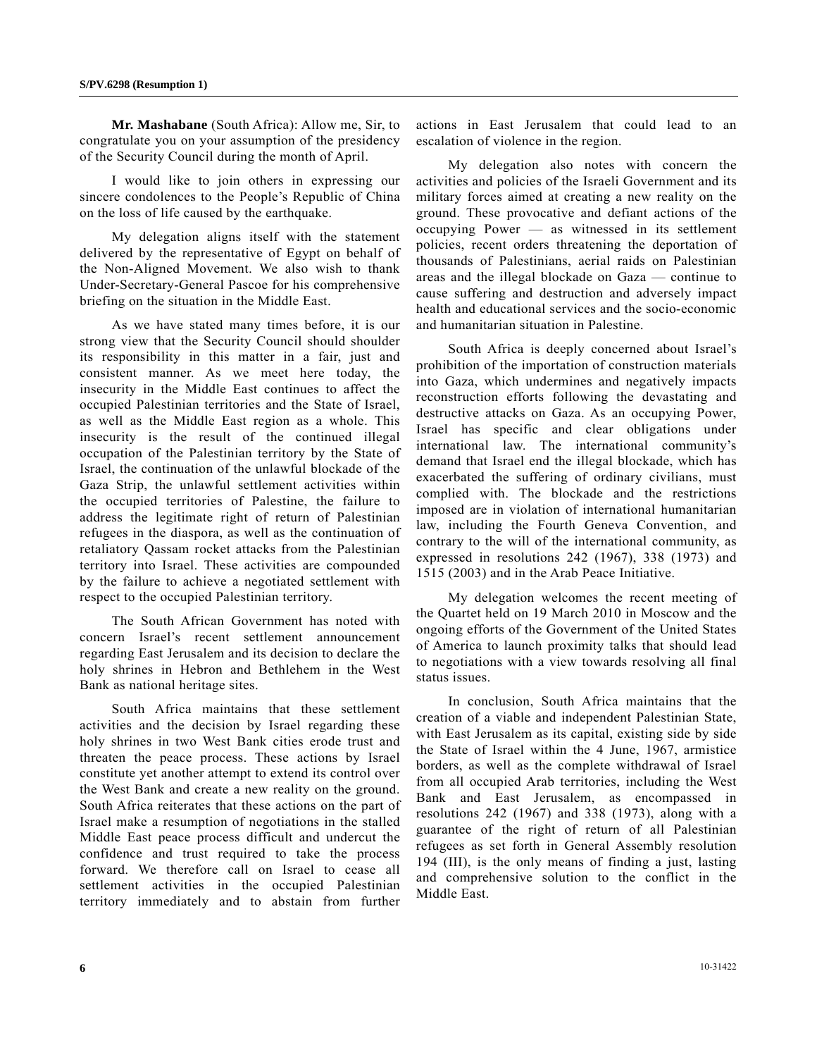**Mr. Mashabane** (South Africa): Allow me, Sir, to congratulate you on your assumption of the presidency of the Security Council during the month of April.

I would like to join others in expressing our sincere condolences to the People's Republic of China on the loss of life caused by the earthquake.

My delegation aligns itself with the statement delivered by the representative of Egypt on behalf of the Non-Aligned Movement. We also wish to thank Under-Secretary-General Pascoe for his comprehensive briefing on the situation in the Middle East.

As we have stated many times before, it is our strong view that the Security Council should shoulder its responsibility in this matter in a fair, just and consistent manner. As we meet here today, the insecurity in the Middle East continues to affect the occupied Palestinian territories and the State of Israel, as well as the Middle East region as a whole. This insecurity is the result of the continued illegal occupation of the Palestinian territory by the State of Israel, the continuation of the unlawful blockade of the Gaza Strip, the unlawful settlement activities within the occupied territories of Palestine, the failure to address the legitimate right of return of Palestinian refugees in the diaspora, as well as the continuation of retaliatory Qassam rocket attacks from the Palestinian territory into Israel. These activities are compounded by the failure to achieve a negotiated settlement with respect to the occupied Palestinian territory.

The South African Government has noted with concern Israel's recent settlement announcement regarding East Jerusalem and its decision to declare the holy shrines in Hebron and Bethlehem in the West Bank as national heritage sites.

South Africa maintains that these settlement activities and the decision by Israel regarding these holy shrines in two West Bank cities erode trust and threaten the peace process. These actions by Israel constitute yet another attempt to extend its control over the West Bank and create a new reality on the ground. South Africa reiterates that these actions on the part of Israel make a resumption of negotiations in the stalled Middle East peace process difficult and undercut the confidence and trust required to take the process forward. We therefore call on Israel to cease all settlement activities in the occupied Palestinian territory immediately and to abstain from further actions in East Jerusalem that could lead to an escalation of violence in the region.

My delegation also notes with concern the activities and policies of the Israeli Government and its military forces aimed at creating a new reality on the ground. These provocative and defiant actions of the occupying Power — as witnessed in its settlement policies, recent orders threatening the deportation of thousands of Palestinians, aerial raids on Palestinian areas and the illegal blockade on Gaza — continue to cause suffering and destruction and adversely impact health and educational services and the socio-economic and humanitarian situation in Palestine.

South Africa is deeply concerned about Israel's prohibition of the importation of construction materials into Gaza, which undermines and negatively impacts reconstruction efforts following the devastating and destructive attacks on Gaza. As an occupying Power, Israel has specific and clear obligations under international law. The international community's demand that Israel end the illegal blockade, which has exacerbated the suffering of ordinary civilians, must complied with. The blockade and the restrictions imposed are in violation of international humanitarian law, including the Fourth Geneva Convention, and contrary to the will of the international community, as expressed in resolutions 242 (1967), 338 (1973) and 1515 (2003) and in the Arab Peace Initiative.

My delegation welcomes the recent meeting of the Quartet held on 19 March 2010 in Moscow and the ongoing efforts of the Government of the United States of America to launch proximity talks that should lead to negotiations with a view towards resolving all final status issues.

In conclusion, South Africa maintains that the creation of a viable and independent Palestinian State, with East Jerusalem as its capital, existing side by side the State of Israel within the 4 June, 1967, armistice borders, as well as the complete withdrawal of Israel from all occupied Arab territories, including the West Bank and East Jerusalem, as encompassed in resolutions 242 (1967) and 338 (1973), along with a guarantee of the right of return of all Palestinian refugees as set forth in General Assembly resolution 194 (III), is the only means of finding a just, lasting and comprehensive solution to the conflict in the Middle East.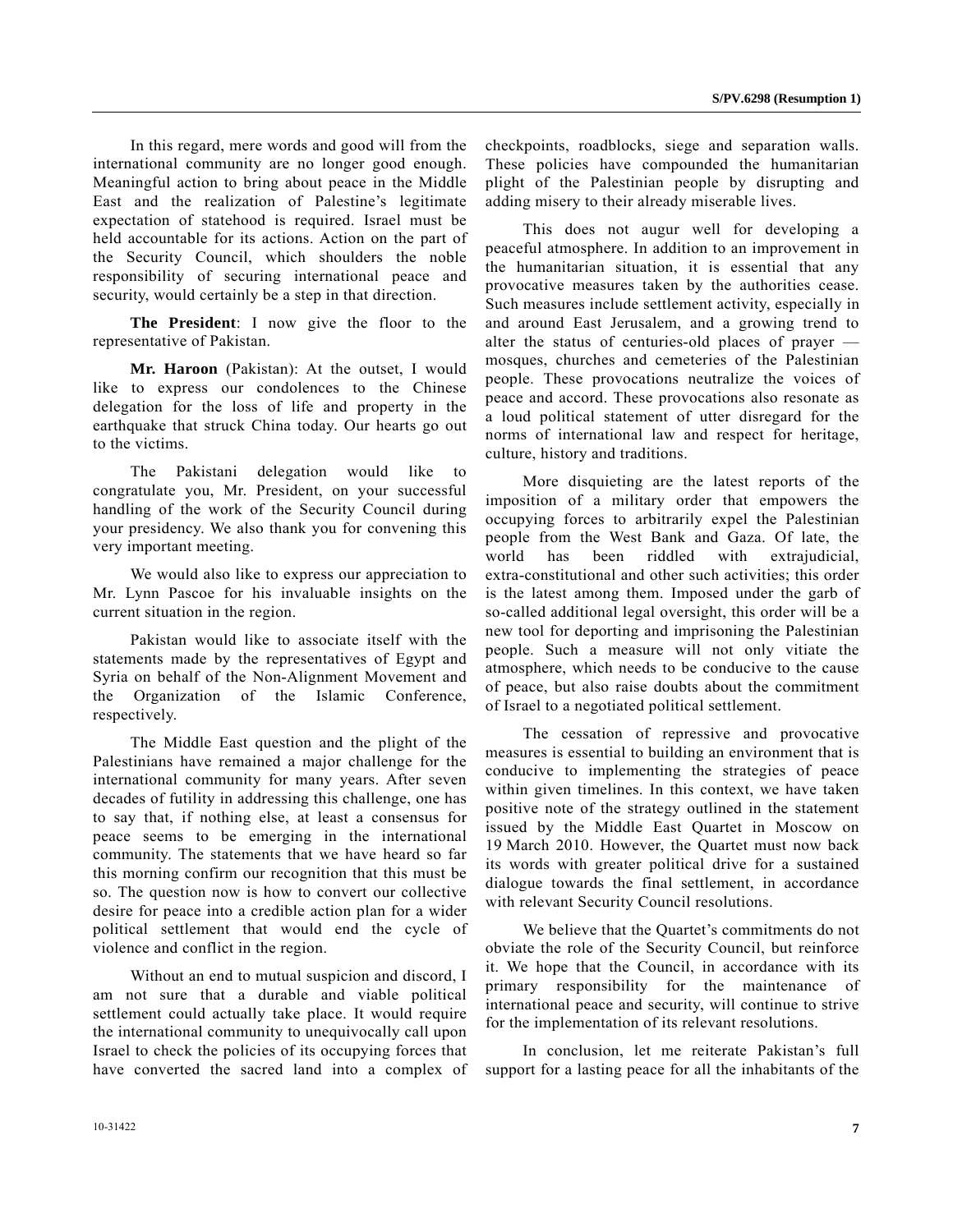In this regard, mere words and good will from the international community are no longer good enough. Meaningful action to bring about peace in the Middle East and the realization of Palestine's legitimate expectation of statehood is required. Israel must be held accountable for its actions. Action on the part of the Security Council, which shoulders the noble responsibility of securing international peace and security, would certainly be a step in that direction.

**The President**: I now give the floor to the representative of Pakistan.

**Mr. Haroon** (Pakistan): At the outset, I would like to express our condolences to the Chinese delegation for the loss of life and property in the earthquake that struck China today. Our hearts go out to the victims.

The Pakistani delegation would like to congratulate you, Mr. President, on your successful handling of the work of the Security Council during your presidency. We also thank you for convening this very important meeting.

We would also like to express our appreciation to Mr. Lynn Pascoe for his invaluable insights on the current situation in the region.

Pakistan would like to associate itself with the statements made by the representatives of Egypt and Syria on behalf of the Non-Alignment Movement and the Organization of the Islamic Conference, respectively.

The Middle East question and the plight of the Palestinians have remained a major challenge for the international community for many years. After seven decades of futility in addressing this challenge, one has to say that, if nothing else, at least a consensus for peace seems to be emerging in the international community. The statements that we have heard so far this morning confirm our recognition that this must be so. The question now is how to convert our collective desire for peace into a credible action plan for a wider political settlement that would end the cycle of violence and conflict in the region.

Without an end to mutual suspicion and discord, I am not sure that a durable and viable political settlement could actually take place. It would require the international community to unequivocally call upon Israel to check the policies of its occupying forces that have converted the sacred land into a complex of checkpoints, roadblocks, siege and separation walls. These policies have compounded the humanitarian plight of the Palestinian people by disrupting and adding misery to their already miserable lives.

This does not augur well for developing a peaceful atmosphere. In addition to an improvement in the humanitarian situation, it is essential that any provocative measures taken by the authorities cease. Such measures include settlement activity, especially in and around East Jerusalem, and a growing trend to alter the status of centuries-old places of prayer — mosques, churches and cemeteries of the Palestinian people. These provocations neutralize the voices of peace and accord. These provocations also resonate as a loud political statement of utter disregard for the norms of international law and respect for heritage, culture, history and traditions.

More disquieting are the latest reports of the imposition of a military order that empowers the occupying forces to arbitrarily expel the Palestinian people from the West Bank and Gaza. Of late, the world has been riddled with extrajudicial, extra-constitutional and other such activities; this order is the latest among them. Imposed under the garb of so-called additional legal oversight, this order will be a new tool for deporting and imprisoning the Palestinian people. Such a measure will not only vitiate the atmosphere, which needs to be conducive to the cause of peace, but also raise doubts about the commitment of Israel to a negotiated political settlement.

The cessation of repressive and provocative measures is essential to building an environment that is conducive to implementing the strategies of peace within given timelines. In this context, we have taken positive note of the strategy outlined in the statement issued by the Middle East Quartet in Moscow on 19 March 2010. However, the Quartet must now back its words with greater political drive for a sustained dialogue towards the final settlement, in accordance with relevant Security Council resolutions.

We believe that the Quartet's commitments do not obviate the role of the Security Council, but reinforce it. We hope that the Council, in accordance with its primary responsibility for the maintenance of international peace and security, will continue to strive for the implementation of its relevant resolutions.

In conclusion, let me reiterate Pakistan's full support for a lasting peace for all the inhabitants of the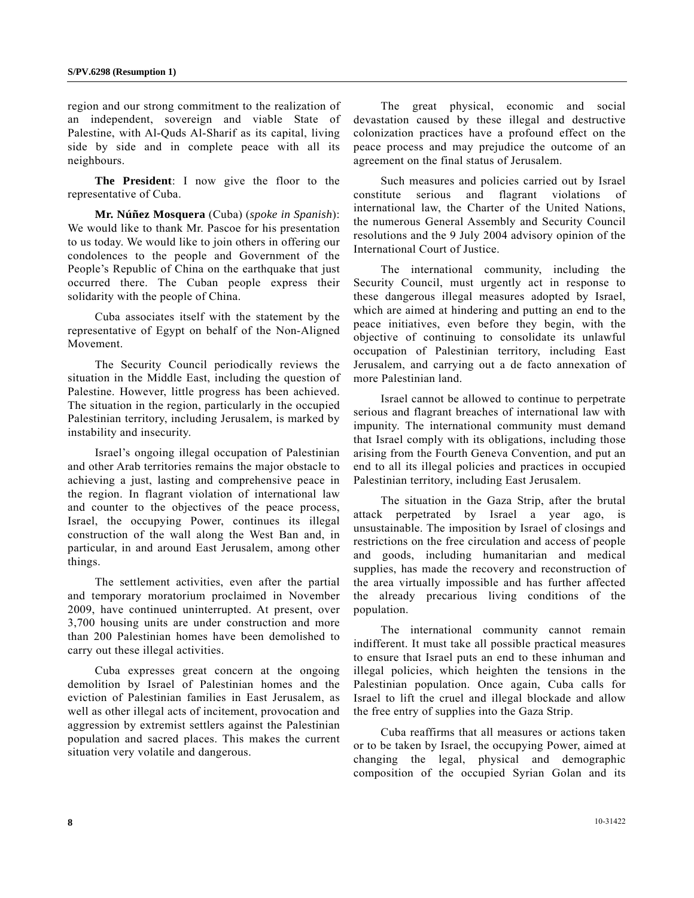region and our strong commitment to the realization of an independent, sovereign and viable State of Palestine, with Al-Quds Al-Sharif as its capital, living side by side and in complete peace with all its neighbours.

**The President**: I now give the floor to the representative of Cuba.

**Mr. Núñez Mosquera** (Cuba) (*spoke in Spanish*): We would like to thank Mr. Pascoe for his presentation to us today. We would like to join others in offering our condolences to the people and Government of the People's Republic of China on the earthquake that just occurred there. The Cuban people express their solidarity with the people of China.

Cuba associates itself with the statement by the representative of Egypt on behalf of the Non-Aligned Movement.

The Security Council periodically reviews the situation in the Middle East, including the question of Palestine. However, little progress has been achieved. The situation in the region, particularly in the occupied Palestinian territory, including Jerusalem, is marked by instability and insecurity.

Israel's ongoing illegal occupation of Palestinian and other Arab territories remains the major obstacle to achieving a just, lasting and comprehensive peace in the region. In flagrant violation of international law and counter to the objectives of the peace process, Israel, the occupying Power, continues its illegal construction of the wall along the West Ban and, in particular, in and around East Jerusalem, among other things.

The settlement activities, even after the partial and temporary moratorium proclaimed in November 2009, have continued uninterrupted. At present, over 3,700 housing units are under construction and more than 200 Palestinian homes have been demolished to carry out these illegal activities.

Cuba expresses great concern at the ongoing demolition by Israel of Palestinian homes and the eviction of Palestinian families in East Jerusalem, as well as other illegal acts of incitement, provocation and aggression by extremist settlers against the Palestinian population and sacred places. This makes the current situation very volatile and dangerous.

The great physical, economic and social devastation caused by these illegal and destructive colonization practices have a profound effect on the peace process and may prejudice the outcome of an agreement on the final status of Jerusalem.

Such measures and policies carried out by Israel constitute serious and flagrant violations of international law, the Charter of the United Nations, the numerous General Assembly and Security Council resolutions and the 9 July 2004 advisory opinion of the International Court of Justice.

The international community, including the Security Council, must urgently act in response to these dangerous illegal measures adopted by Israel, which are aimed at hindering and putting an end to the peace initiatives, even before they begin, with the objective of continuing to consolidate its unlawful occupation of Palestinian territory, including East Jerusalem, and carrying out a de facto annexation of more Palestinian land.

Israel cannot be allowed to continue to perpetrate serious and flagrant breaches of international law with impunity. The international community must demand that Israel comply with its obligations, including those arising from the Fourth Geneva Convention, and put an end to all its illegal policies and practices in occupied Palestinian territory, including East Jerusalem.

The situation in the Gaza Strip, after the brutal attack perpetrated by Israel a year ago, is unsustainable. The imposition by Israel of closings and restrictions on the free circulation and access of people and goods, including humanitarian and medical supplies, has made the recovery and reconstruction of the area virtually impossible and has further affected the already precarious living conditions of the population.

The international community cannot remain indifferent. It must take all possible practical measures to ensure that Israel puts an end to these inhuman and illegal policies, which heighten the tensions in the Palestinian population. Once again, Cuba calls for Israel to lift the cruel and illegal blockade and allow the free entry of supplies into the Gaza Strip.

Cuba reaffirms that all measures or actions taken or to be taken by Israel, the occupying Power, aimed at changing the legal, physical and demographic composition of the occupied Syrian Golan and its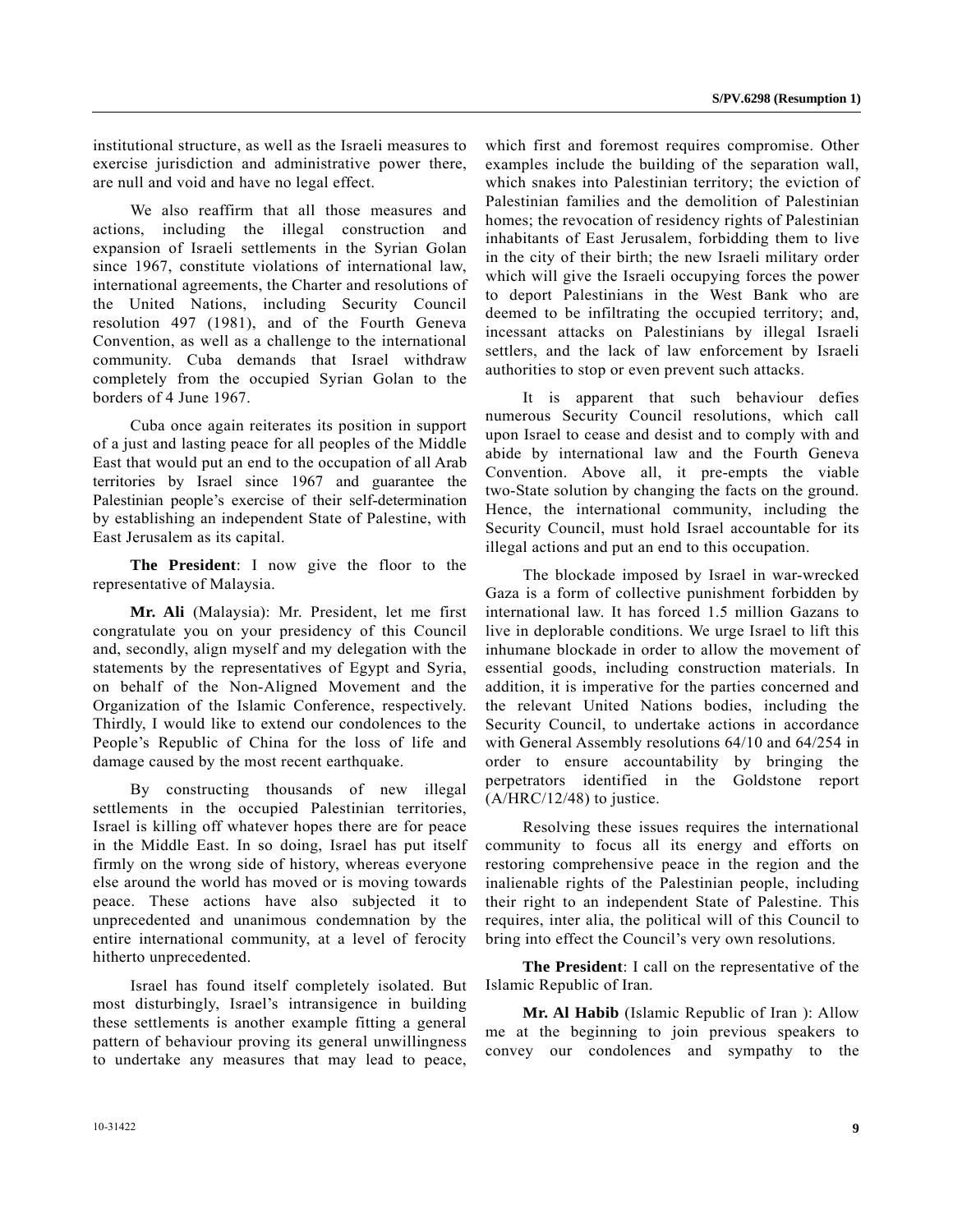institutional structure, as well as the Israeli measures to exercise jurisdiction and administrative power there, are null and void and have no legal effect.

We also reaffirm that all those measures and actions, including the illegal construction and expansion of Israeli settlements in the Syrian Golan since 1967, constitute violations of international law, international agreements, the Charter and resolutions of the United Nations, including Security Council resolution 497 (1981), and of the Fourth Geneva Convention, as well as a challenge to the international community. Cuba demands that Israel withdraw completely from the occupied Syrian Golan to the borders of 4 June 1967.

Cuba once again reiterates its position in support of a just and lasting peace for all peoples of the Middle East that would put an end to the occupation of all Arab territories by Israel since 1967 and guarantee the Palestinian people's exercise of their self-determination by establishing an independent State of Palestine, with East Jerusalem as its capital.

**The President**: I now give the floor to the representative of Malaysia.

**Mr. Ali** (Malaysia): Mr. President, let me first congratulate you on your presidency of this Council and, secondly, align myself and my delegation with the statements by the representatives of Egypt and Syria, on behalf of the Non-Aligned Movement and the Organization of the Islamic Conference, respectively. Thirdly, I would like to extend our condolences to the People's Republic of China for the loss of life and damage caused by the most recent earthquake.

By constructing thousands of new illegal settlements in the occupied Palestinian territories, Israel is killing off whatever hopes there are for peace in the Middle East. In so doing, Israel has put itself firmly on the wrong side of history, whereas everyone else around the world has moved or is moving towards peace. These actions have also subjected it to unprecedented and unanimous condemnation by the entire international community, at a level of ferocity hitherto unprecedented.

Israel has found itself completely isolated. But most disturbingly, Israel's intransigence in building these settlements is another example fitting a general pattern of behaviour proving its general unwillingness to undertake any measures that may lead to peace, which first and foremost requires compromise. Other examples include the building of the separation wall, which snakes into Palestinian territory; the eviction of Palestinian families and the demolition of Palestinian homes; the revocation of residency rights of Palestinian inhabitants of East Jerusalem, forbidding them to live in the city of their birth; the new Israeli military order which will give the Israeli occupying forces the power to deport Palestinians in the West Bank who are deemed to be infiltrating the occupied territory; and, incessant attacks on Palestinians by illegal Israeli settlers, and the lack of law enforcement by Israeli authorities to stop or even prevent such attacks.

It is apparent that such behaviour defies numerous Security Council resolutions, which call upon Israel to cease and desist and to comply with and abide by international law and the Fourth Geneva Convention. Above all, it pre-empts the viable two-State solution by changing the facts on the ground. Hence, the international community, including the Security Council, must hold Israel accountable for its illegal actions and put an end to this occupation.

The blockade imposed by Israel in war-wrecked Gaza is a form of collective punishment forbidden by international law. It has forced 1.5 million Gazans to live in deplorable conditions. We urge Israel to lift this inhumane blockade in order to allow the movement of essential goods, including construction materials. In addition, it is imperative for the parties concerned and the relevant United Nations bodies, including the Security Council, to undertake actions in accordance with General Assembly resolutions 64/10 and 64/254 in order to ensure accountability by bringing the perpetrators identified in the Goldstone report (A/HRC/12/48) to justice.

Resolving these issues requires the international community to focus all its energy and efforts on restoring comprehensive peace in the region and the inalienable rights of the Palestinian people, including their right to an independent State of Palestine. This requires, inter alia, the political will of this Council to bring into effect the Council's very own resolutions.

**The President**: I call on the representative of the Islamic Republic of Iran.

**Mr. Al Habib** (Islamic Republic of Iran ): Allow me at the beginning to join previous speakers to convey our condolences and sympathy to the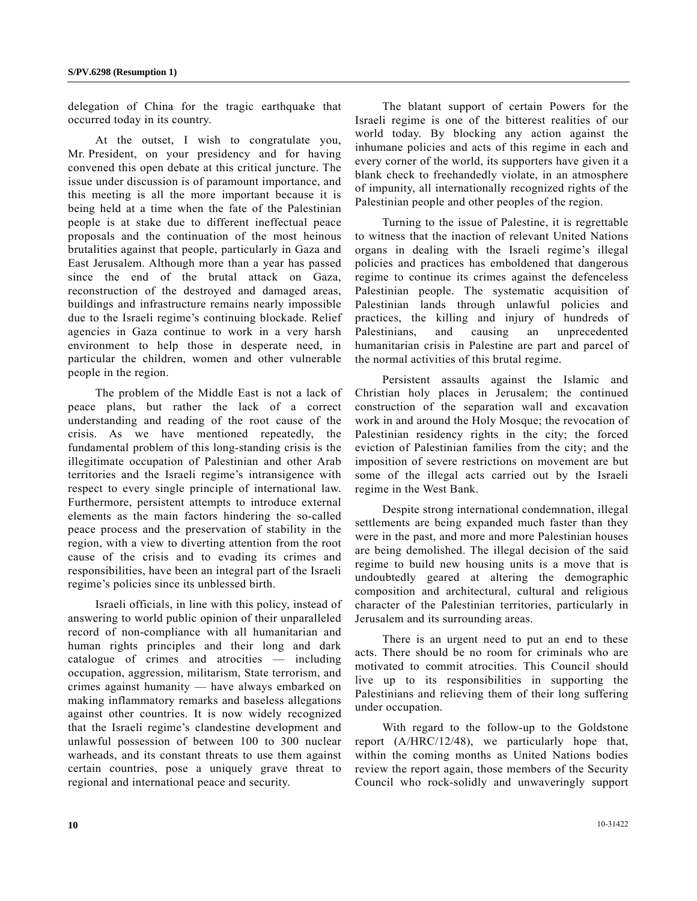delegation of China for the tragic earthquake that occurred today in its country.

At the outset, I wish to congratulate you, Mr. President, on your presidency and for having convened this open debate at this critical juncture. The issue under discussion is of paramount importance, and this meeting is all the more important because it is being held at a time when the fate of the Palestinian people is at stake due to different ineffectual peace proposals and the continuation of the most heinous brutalities against that people, particularly in Gaza and East Jerusalem. Although more than a year has passed since the end of the brutal attack on Gaza, reconstruction of the destroyed and damaged areas, buildings and infrastructure remains nearly impossible due to the Israeli regime's continuing blockade. Relief agencies in Gaza continue to work in a very harsh environment to help those in desperate need, in particular the children, women and other vulnerable people in the region.

The problem of the Middle East is not a lack of peace plans, but rather the lack of a correct understanding and reading of the root cause of the crisis. As we have mentioned repeatedly, the fundamental problem of this long-standing crisis is the illegitimate occupation of Palestinian and other Arab territories and the Israeli regime's intransigence with respect to every single principle of international law. Furthermore, persistent attempts to introduce external elements as the main factors hindering the so-called peace process and the preservation of stability in the region, with a view to diverting attention from the root cause of the crisis and to evading its crimes and responsibilities, have been an integral part of the Israeli regime's policies since its unblessed birth.

Israeli officials, in line with this policy, instead of answering to world public opinion of their unparalleled record of non-compliance with all humanitarian and human rights principles and their long and dark catalogue of crimes and atrocities — including occupation, aggression, militarism, State terrorism, and crimes against humanity — have always embarked on making inflammatory remarks and baseless allegations against other countries. It is now widely recognized that the Israeli regime's clandestine development and unlawful possession of between 100 to 300 nuclear warheads, and its constant threats to use them against certain countries, pose a uniquely grave threat to regional and international peace and security.

The blatant support of certain Powers for the Israeli regime is one of the bitterest realities of our world today. By blocking any action against the inhumane policies and acts of this regime in each and every corner of the world, its supporters have given it a blank check to freehandedly violate, in an atmosphere of impunity, all internationally recognized rights of the Palestinian people and other peoples of the region.

Turning to the issue of Palestine, it is regrettable to witness that the inaction of relevant United Nations organs in dealing with the Israeli regime's illegal policies and practices has emboldened that dangerous regime to continue its crimes against the defenceless Palestinian people. The systematic acquisition of Palestinian lands through unlawful policies and practices, the killing and injury of hundreds of Palestinians, and causing an unprecedented humanitarian crisis in Palestine are part and parcel of the normal activities of this brutal regime.

Persistent assaults against the Islamic and Christian holy places in Jerusalem; the continued construction of the separation wall and excavation work in and around the Holy Mosque; the revocation of Palestinian residency rights in the city; the forced eviction of Palestinian families from the city; and the imposition of severe restrictions on movement are but some of the illegal acts carried out by the Israeli regime in the West Bank.

Despite strong international condemnation, illegal settlements are being expanded much faster than they were in the past, and more and more Palestinian houses are being demolished. The illegal decision of the said regime to build new housing units is a move that is undoubtedly geared at altering the demographic composition and architectural, cultural and religious character of the Palestinian territories, particularly in Jerusalem and its surrounding areas.

There is an urgent need to put an end to these acts. There should be no room for criminals who are motivated to commit atrocities. This Council should live up to its responsibilities in supporting the Palestinians and relieving them of their long suffering under occupation.

With regard to the follow-up to the Goldstone report (A/HRC/12/48), we particularly hope that, within the coming months as United Nations bodies review the report again, those members of the Security Council who rock-solidly and unwaveringly support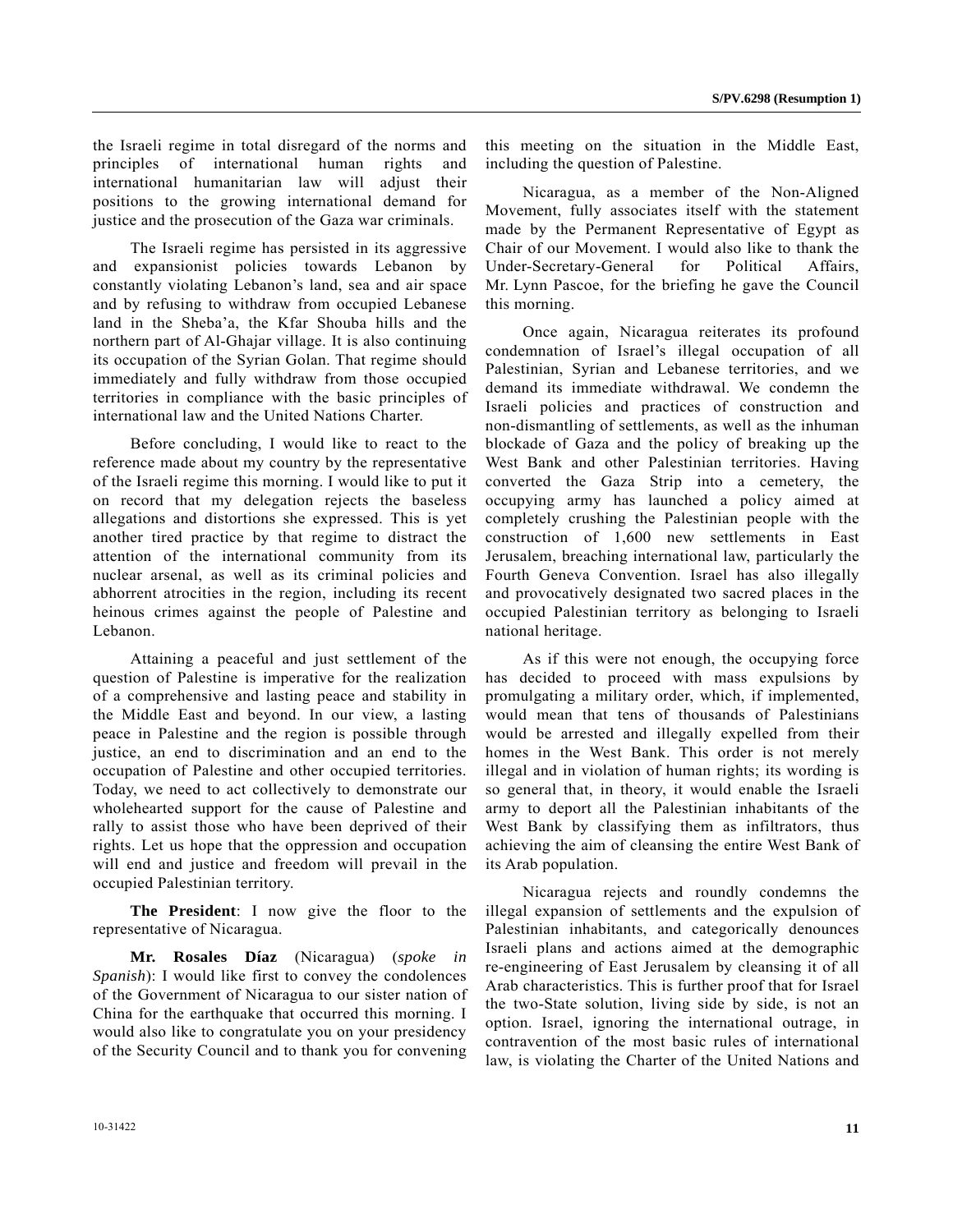the Israeli regime in total disregard of the norms and principles of international human rights and international humanitarian law will adjust their positions to the growing international demand for justice and the prosecution of the Gaza war criminals.

The Israeli regime has persisted in its aggressive and expansionist policies towards Lebanon by constantly violating Lebanon's land, sea and air space and by refusing to withdraw from occupied Lebanese land in the Sheba'a, the Kfar Shouba hills and the northern part of Al-Ghajar village. It is also continuing its occupation of the Syrian Golan. That regime should immediately and fully withdraw from those occupied territories in compliance with the basic principles of international law and the United Nations Charter.

Before concluding, I would like to react to the reference made about my country by the representative of the Israeli regime this morning. I would like to put it on record that my delegation rejects the baseless allegations and distortions she expressed. This is yet another tired practice by that regime to distract the attention of the international community from its nuclear arsenal, as well as its criminal policies and abhorrent atrocities in the region, including its recent heinous crimes against the people of Palestine and Lebanon.

Attaining a peaceful and just settlement of the question of Palestine is imperative for the realization of a comprehensive and lasting peace and stability in the Middle East and beyond. In our view, a lasting peace in Palestine and the region is possible through justice, an end to discrimination and an end to the occupation of Palestine and other occupied territories. Today, we need to act collectively to demonstrate our wholehearted support for the cause of Palestine and rally to assist those who have been deprived of their rights. Let us hope that the oppression and occupation will end and justice and freedom will prevail in the occupied Palestinian territory.

**The President**: I now give the floor to the representative of Nicaragua.

**Mr. Rosales Díaz** (Nicaragua) (*spoke in Spanish*): I would like first to convey the condolences of the Government of Nicaragua to our sister nation of China for the earthquake that occurred this morning. I would also like to congratulate you on your presidency of the Security Council and to thank you for convening this meeting on the situation in the Middle East, including the question of Palestine.

Nicaragua, as a member of the Non-Aligned Movement, fully associates itself with the statement made by the Permanent Representative of Egypt as Chair of our Movement. I would also like to thank the Under-Secretary-General for Political Affairs, Mr. Lynn Pascoe, for the briefing he gave the Council this morning.

Once again, Nicaragua reiterates its profound condemnation of Israel's illegal occupation of all Palestinian, Syrian and Lebanese territories, and we demand its immediate withdrawal. We condemn the Israeli policies and practices of construction and non-dismantling of settlements, as well as the inhuman blockade of Gaza and the policy of breaking up the West Bank and other Palestinian territories. Having converted the Gaza Strip into a cemetery, the occupying army has launched a policy aimed at completely crushing the Palestinian people with the construction of 1,600 new settlements in East Jerusalem, breaching international law, particularly the Fourth Geneva Convention. Israel has also illegally and provocatively designated two sacred places in the occupied Palestinian territory as belonging to Israeli national heritage.

As if this were not enough, the occupying force has decided to proceed with mass expulsions by promulgating a military order, which, if implemented, would mean that tens of thousands of Palestinians would be arrested and illegally expelled from their homes in the West Bank. This order is not merely illegal and in violation of human rights; its wording is so general that, in theory, it would enable the Israeli army to deport all the Palestinian inhabitants of the West Bank by classifying them as infiltrators, thus achieving the aim of cleansing the entire West Bank of its Arab population.

Nicaragua rejects and roundly condemns the illegal expansion of settlements and the expulsion of Palestinian inhabitants, and categorically denounces Israeli plans and actions aimed at the demographic re-engineering of East Jerusalem by cleansing it of all Arab characteristics. This is further proof that for Israel the two-State solution, living side by side, is not an option. Israel, ignoring the international outrage, in contravention of the most basic rules of international law, is violating the Charter of the United Nations and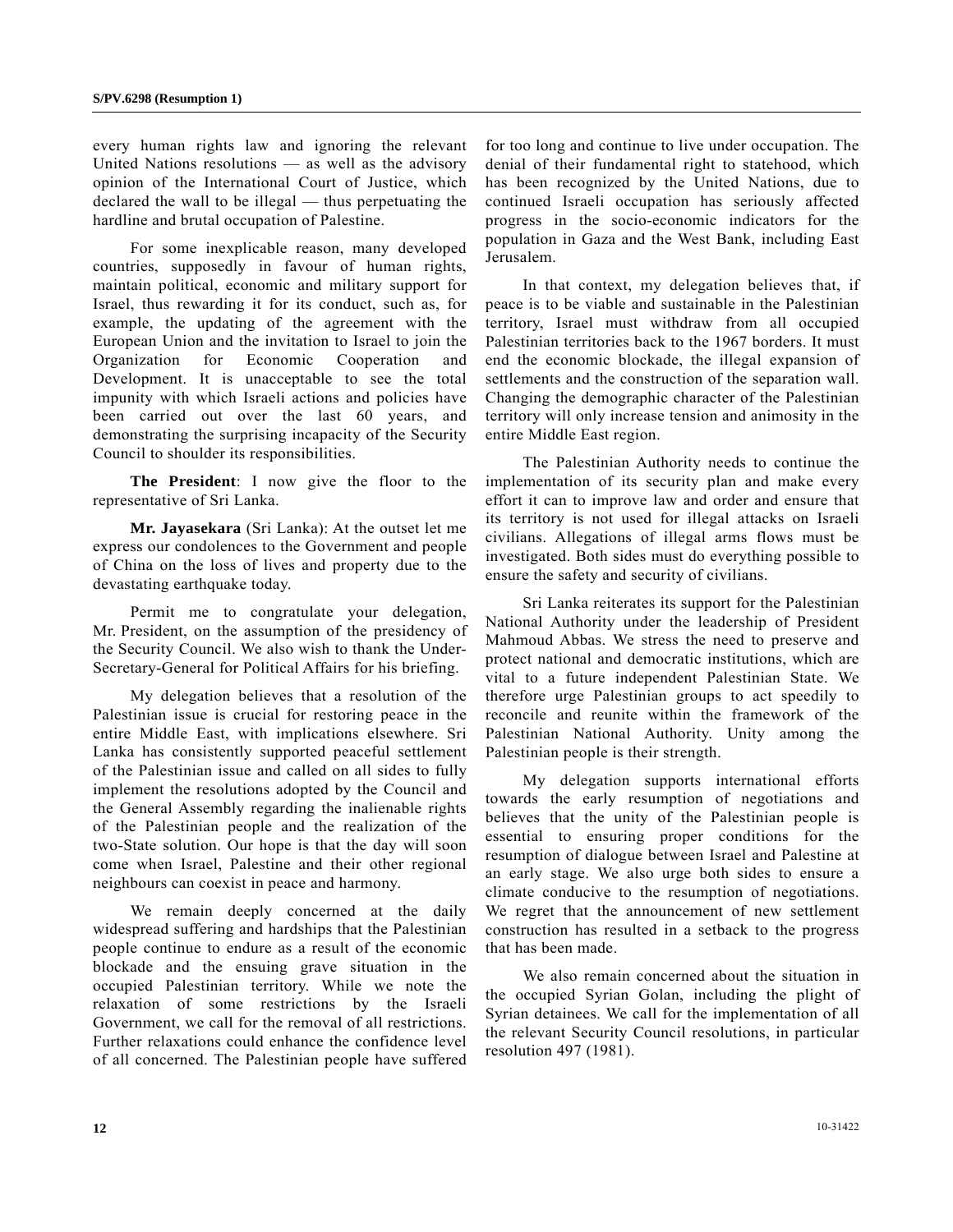every human rights law and ignoring the relevant United Nations resolutions — as well as the advisory opinion of the International Court of Justice, which declared the wall to be illegal — thus perpetuating the hardline and brutal occupation of Palestine.

For some inexplicable reason, many developed countries, supposedly in favour of human rights, maintain political, economic and military support for Israel, thus rewarding it for its conduct, such as, for example, the updating of the agreement with the European Union and the invitation to Israel to join the Organization for Economic Cooperation and Development. It is unacceptable to see the total impunity with which Israeli actions and policies have been carried out over the last 60 years, and demonstrating the surprising incapacity of the Security Council to shoulder its responsibilities.

**The President**: I now give the floor to the representative of Sri Lanka.

**Mr. Jayasekara** (Sri Lanka): At the outset let me express our condolences to the Government and people of China on the loss of lives and property due to the devastating earthquake today.

Permit me to congratulate your delegation, Mr. President, on the assumption of the presidency of the Security Council. We also wish to thank the Under-Secretary-General for Political Affairs for his briefing.

My delegation believes that a resolution of the Palestinian issue is crucial for restoring peace in the entire Middle East, with implications elsewhere. Sri Lanka has consistently supported peaceful settlement of the Palestinian issue and called on all sides to fully implement the resolutions adopted by the Council and the General Assembly regarding the inalienable rights of the Palestinian people and the realization of the two-State solution. Our hope is that the day will soon come when Israel, Palestine and their other regional neighbours can coexist in peace and harmony.

We remain deeply concerned at the daily widespread suffering and hardships that the Palestinian people continue to endure as a result of the economic blockade and the ensuing grave situation in the occupied Palestinian territory. While we note the relaxation of some restrictions by the Israeli Government, we call for the removal of all restrictions. Further relaxations could enhance the confidence level of all concerned. The Palestinian people have suffered for too long and continue to live under occupation. The denial of their fundamental right to statehood, which has been recognized by the United Nations, due to continued Israeli occupation has seriously affected progress in the socio-economic indicators for the population in Gaza and the West Bank, including East Jerusalem.

In that context, my delegation believes that, if peace is to be viable and sustainable in the Palestinian territory, Israel must withdraw from all occupied Palestinian territories back to the 1967 borders. It must end the economic blockade, the illegal expansion of settlements and the construction of the separation wall. Changing the demographic character of the Palestinian territory will only increase tension and animosity in the entire Middle East region.

The Palestinian Authority needs to continue the implementation of its security plan and make every effort it can to improve law and order and ensure that its territory is not used for illegal attacks on Israeli civilians. Allegations of illegal arms flows must be investigated. Both sides must do everything possible to ensure the safety and security of civilians.

Sri Lanka reiterates its support for the Palestinian National Authority under the leadership of President Mahmoud Abbas. We stress the need to preserve and protect national and democratic institutions, which are vital to a future independent Palestinian State. We therefore urge Palestinian groups to act speedily to reconcile and reunite within the framework of the Palestinian National Authority. Unity among the Palestinian people is their strength.

My delegation supports international efforts towards the early resumption of negotiations and believes that the unity of the Palestinian people is essential to ensuring proper conditions for the resumption of dialogue between Israel and Palestine at an early stage. We also urge both sides to ensure a climate conducive to the resumption of negotiations. We regret that the announcement of new settlement construction has resulted in a setback to the progress that has been made.

We also remain concerned about the situation in the occupied Syrian Golan, including the plight of Syrian detainees. We call for the implementation of all the relevant Security Council resolutions, in particular resolution 497 (1981).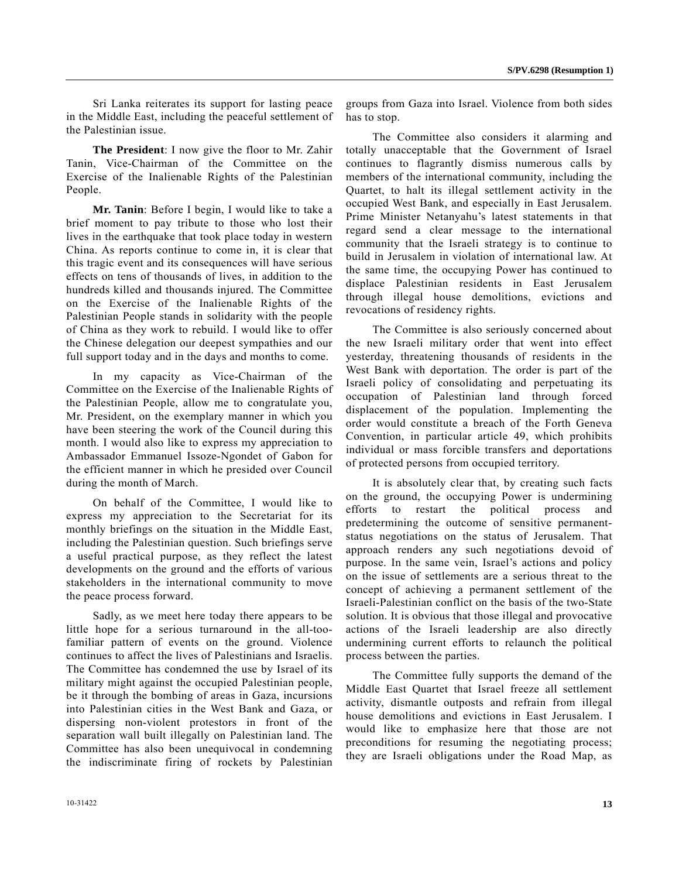Sri Lanka reiterates its support for lasting peace in the Middle East, including the peaceful settlement of the Palestinian issue.

**The President**: I now give the floor to Mr. Zahir Tanin, Vice-Chairman of the Committee on the Exercise of the Inalienable Rights of the Palestinian People.

**Mr. Tanin**: Before I begin, I would like to take a brief moment to pay tribute to those who lost their lives in the earthquake that took place today in western China. As reports continue to come in, it is clear that this tragic event and its consequences will have serious effects on tens of thousands of lives, in addition to the hundreds killed and thousands injured. The Committee on the Exercise of the Inalienable Rights of the Palestinian People stands in solidarity with the people of China as they work to rebuild. I would like to offer the Chinese delegation our deepest sympathies and our full support today and in the days and months to come.

In my capacity as Vice-Chairman of the Committee on the Exercise of the Inalienable Rights of the Palestinian People, allow me to congratulate you, Mr. President, on the exemplary manner in which you have been steering the work of the Council during this month. I would also like to express my appreciation to Ambassador Emmanuel Issoze-Ngondet of Gabon for the efficient manner in which he presided over Council during the month of March.

On behalf of the Committee, I would like to express my appreciation to the Secretariat for its monthly briefings on the situation in the Middle East, including the Palestinian question. Such briefings serve a useful practical purpose, as they reflect the latest developments on the ground and the efforts of various stakeholders in the international community to move the peace process forward.

Sadly, as we meet here today there appears to be little hope for a serious turnaround in the all-too-familiar pattern of events on the ground. Violence continues to affect the lives of Palestinians and Israelis. The Committee has condemned the use by Israel of its military might against the occupied Palestinian people, be it through the bombing of areas in Gaza, incursions into Palestinian cities in the West Bank and Gaza, or dispersing non-violent protestors in front of the separation wall built illegally on Palestinian land. The Committee has also been unequivocal in condemning the indiscriminate firing of rockets by Palestinian groups from Gaza into Israel. Violence from both sides has to stop.

The Committee also considers it alarming and totally unacceptable that the Government of Israel continues to flagrantly dismiss numerous calls by members of the international community, including the Quartet, to halt its illegal settlement activity in the occupied West Bank, and especially in East Jerusalem. Prime Minister Netanyahu's latest statements in that regard send a clear message to the international community that the Israeli strategy is to continue to build in Jerusalem in violation of international law. At the same time, the occupying Power has continued to displace Palestinian residents in East Jerusalem through illegal house demolitions, evictions and revocations of residency rights.

The Committee is also seriously concerned about the new Israeli military order that went into effect yesterday, threatening thousands of residents in the West Bank with deportation. The order is part of the Israeli policy of consolidating and perpetuating its occupation of Palestinian land through forced displacement of the population. Implementing the order would constitute a breach of the Forth Geneva Convention, in particular article 49, which prohibits individual or mass forcible transfers and deportations of protected persons from occupied territory.

It is absolutely clear that, by creating such facts on the ground, the occupying Power is undermining efforts to restart the political process and predetermining the outcome of sensitive permanent-status negotiations on the status of Jerusalem. That approach renders any such negotiations devoid of purpose. In the same vein, Israel's actions and policy on the issue of settlements are a serious threat to the concept of achieving a permanent settlement of the Israeli-Palestinian conflict on the basis of the two-State solution. It is obvious that those illegal and provocative actions of the Israeli leadership are also directly undermining current efforts to relaunch the political process between the parties.

The Committee fully supports the demand of the Middle East Quartet that Israel freeze all settlement activity, dismantle outposts and refrain from illegal house demolitions and evictions in East Jerusalem. I would like to emphasize here that those are not preconditions for resuming the negotiating process; they are Israeli obligations under the Road Map, as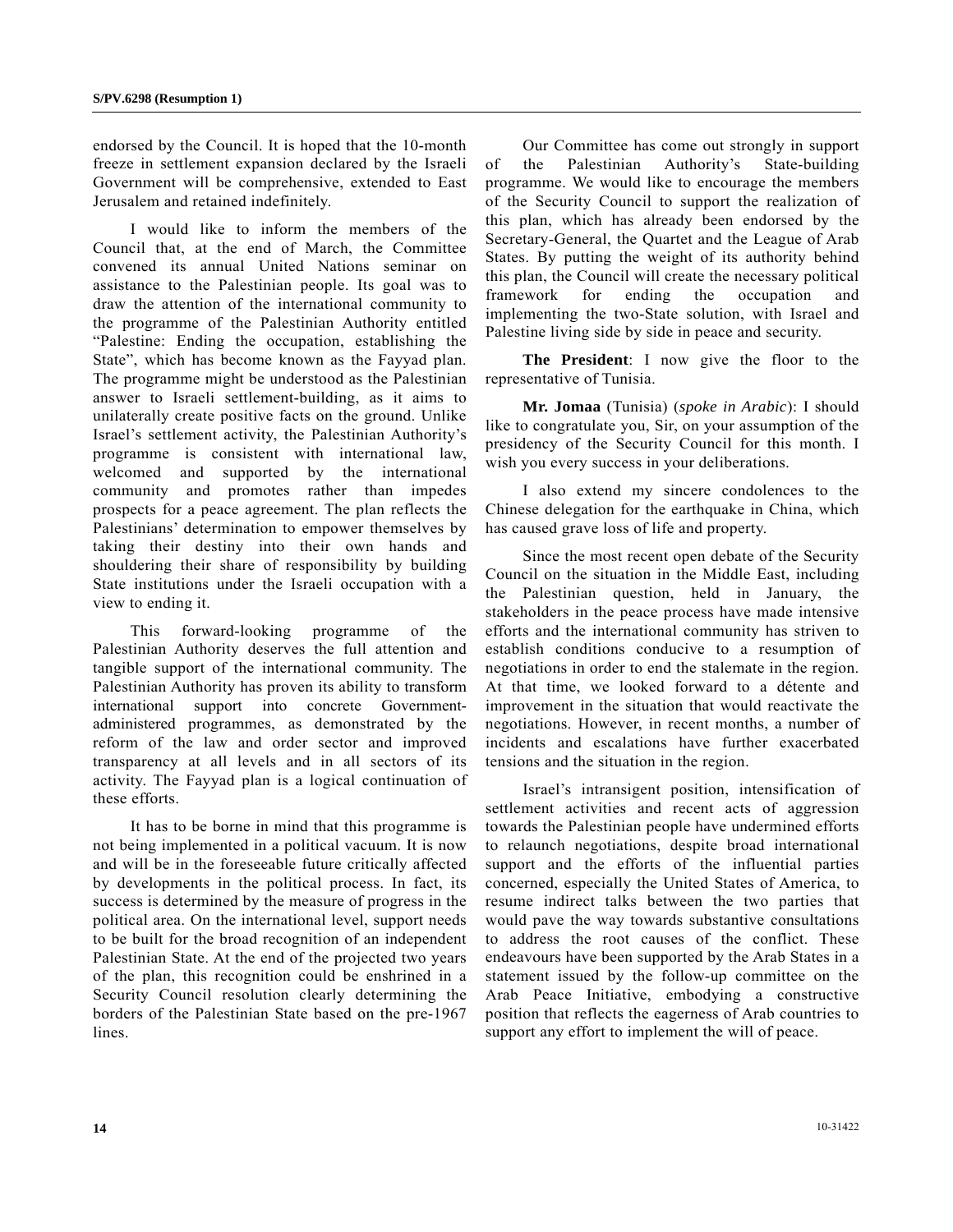endorsed by the Council. It is hoped that the 10-month freeze in settlement expansion declared by the Israeli Government will be comprehensive, extended to East Jerusalem and retained indefinitely.

I would like to inform the members of the Council that, at the end of March, the Committee convened its annual United Nations seminar on assistance to the Palestinian people. Its goal was to draw the attention of the international community to the programme of the Palestinian Authority entitled "Palestine: Ending the occupation, establishing the State", which has become known as the Fayyad plan. The programme might be understood as the Palestinian answer to Israeli settlement-building, as it aims to unilaterally create positive facts on the ground. Unlike Israel's settlement activity, the Palestinian Authority's programme is consistent with international law, welcomed and supported by the international community and promotes rather than impedes prospects for a peace agreement. The plan reflects the Palestinians' determination to empower themselves by taking their destiny into their own hands and shouldering their share of responsibility by building State institutions under the Israeli occupation with a view to ending it.

This forward-looking programme of the Palestinian Authority deserves the full attention and tangible support of the international community. The Palestinian Authority has proven its ability to transform international support into concrete Government-administered programmes, as demonstrated by the reform of the law and order sector and improved transparency at all levels and in all sectors of its activity. The Fayyad plan is a logical continuation of these efforts.

It has to be borne in mind that this programme is not being implemented in a political vacuum. It is now and will be in the foreseeable future critically affected by developments in the political process. In fact, its success is determined by the measure of progress in the political area. On the international level, support needs to be built for the broad recognition of an independent Palestinian State. At the end of the projected two years of the plan, this recognition could be enshrined in a Security Council resolution clearly determining the borders of the Palestinian State based on the pre-1967 lines.

Our Committee has come out strongly in support of the Palestinian Authority's State-building programme. We would like to encourage the members of the Security Council to support the realization of this plan, which has already been endorsed by the Secretary-General, the Quartet and the League of Arab States. By putting the weight of its authority behind this plan, the Council will create the necessary political framework for ending the occupation and implementing the two-State solution, with Israel and Palestine living side by side in peace and security.

**The President**: I now give the floor to the representative of Tunisia.

**Mr. Jomaa** (Tunisia) (*spoke in Arabic*): I should like to congratulate you, Sir, on your assumption of the presidency of the Security Council for this month. I wish you every success in your deliberations.

I also extend my sincere condolences to the Chinese delegation for the earthquake in China, which has caused grave loss of life and property.

Since the most recent open debate of the Security Council on the situation in the Middle East, including the Palestinian question, held in January, the stakeholders in the peace process have made intensive efforts and the international community has striven to establish conditions conducive to a resumption of negotiations in order to end the stalemate in the region. At that time, we looked forward to a détente and improvement in the situation that would reactivate the negotiations. However, in recent months, a number of incidents and escalations have further exacerbated tensions and the situation in the region.

Israel's intransigent position, intensification of settlement activities and recent acts of aggression towards the Palestinian people have undermined efforts to relaunch negotiations, despite broad international support and the efforts of the influential parties concerned, especially the United States of America, to resume indirect talks between the two parties that would pave the way towards substantive consultations to address the root causes of the conflict. These endeavours have been supported by the Arab States in a statement issued by the follow-up committee on the Arab Peace Initiative, embodying a constructive position that reflects the eagerness of Arab countries to support any effort to implement the will of peace.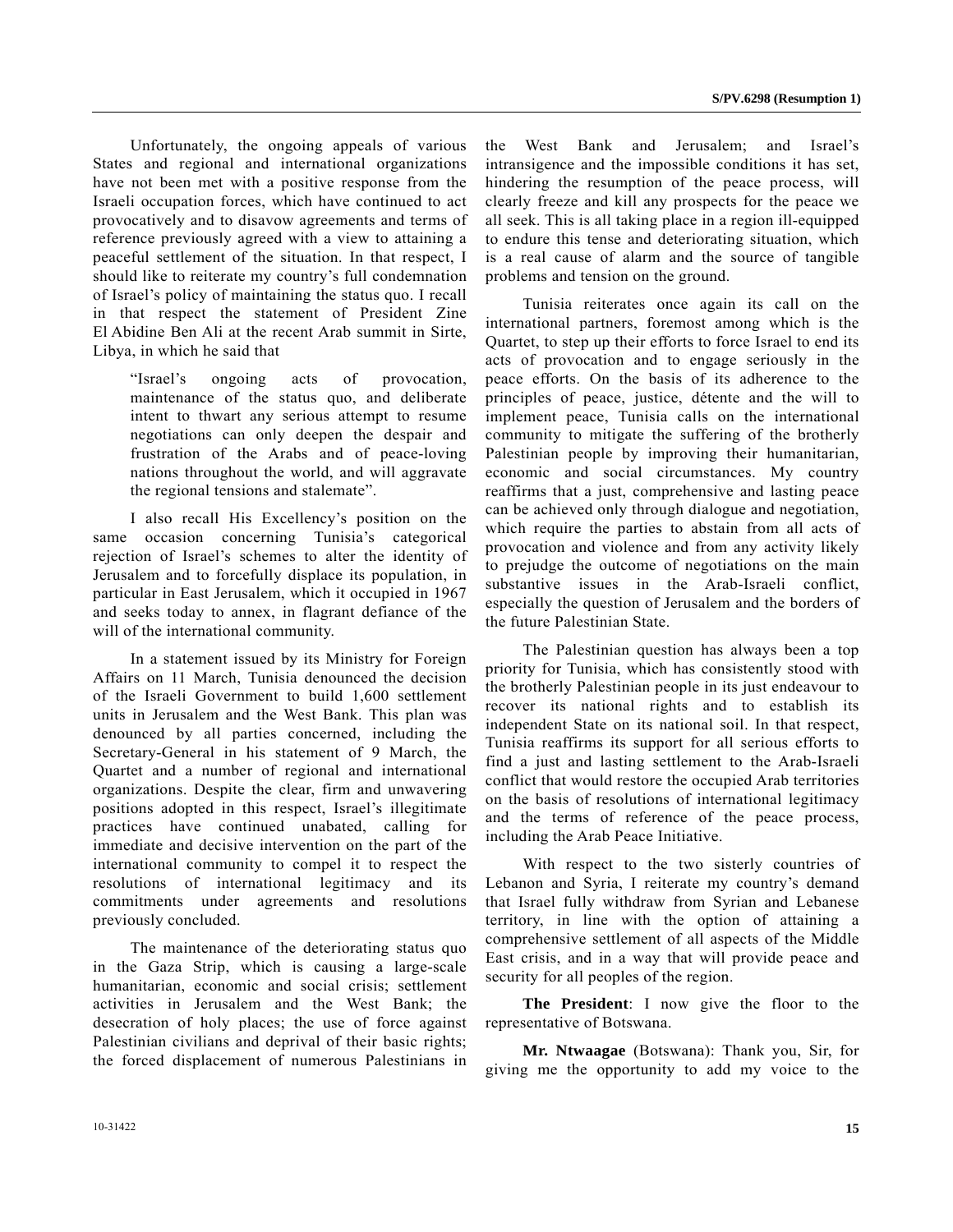Unfortunately, the ongoing appeals of various States and regional and international organizations have not been met with a positive response from the Israeli occupation forces, which have continued to act provocatively and to disavow agreements and terms of reference previously agreed with a view to attaining a peaceful settlement of the situation. In that respect, I should like to reiterate my country's full condemnation of Israel's policy of maintaining the status quo. I recall in that respect the statement of President Zine El Abidine Ben Ali at the recent Arab summit in Sirte, Libya, in which he said that

> "Israel's ongoing acts of provocation, maintenance of the status quo, and deliberate intent to thwart any serious attempt to resume negotiations can only deepen the despair and frustration of the Arabs and of peace-loving nations throughout the world, and will aggravate the regional tensions and stalemate".

I also recall His Excellency's position on the same occasion concerning Tunisia's categorical rejection of Israel's schemes to alter the identity of Jerusalem and to forcefully displace its population, in particular in East Jerusalem, which it occupied in 1967 and seeks today to annex, in flagrant defiance of the will of the international community.

In a statement issued by its Ministry for Foreign Affairs on 11 March, Tunisia denounced the decision of the Israeli Government to build 1,600 settlement units in Jerusalem and the West Bank. This plan was denounced by all parties concerned, including the Secretary-General in his statement of 9 March, the Quartet and a number of regional and international organizations. Despite the clear, firm and unwavering positions adopted in this respect, Israel's illegitimate practices have continued unabated, calling for immediate and decisive intervention on the part of the international community to compel it to respect the resolutions of international legitimacy and its commitments under agreements and resolutions previously concluded.

The maintenance of the deteriorating status quo in the Gaza Strip, which is causing a large-scale humanitarian, economic and social crisis; settlement activities in Jerusalem and the West Bank; the desecration of holy places; the use of force against Palestinian civilians and deprival of their basic rights; the forced displacement of numerous Palestinians in the West Bank and Jerusalem; and Israel's intransigence and the impossible conditions it has set, hindering the resumption of the peace process, will clearly freeze and kill any prospects for the peace we all seek. This is all taking place in a region ill-equipped to endure this tense and deteriorating situation, which is a real cause of alarm and the source of tangible problems and tension on the ground.

Tunisia reiterates once again its call on the international partners, foremost among which is the Quartet, to step up their efforts to force Israel to end its acts of provocation and to engage seriously in the peace efforts. On the basis of its adherence to the principles of peace, justice, détente and the will to implement peace, Tunisia calls on the international community to mitigate the suffering of the brotherly Palestinian people by improving their humanitarian, economic and social circumstances. My country reaffirms that a just, comprehensive and lasting peace can be achieved only through dialogue and negotiation, which require the parties to abstain from all acts of provocation and violence and from any activity likely to prejudge the outcome of negotiations on the main substantive issues in the Arab-Israeli conflict, especially the question of Jerusalem and the borders of the future Palestinian State.

The Palestinian question has always been a top priority for Tunisia, which has consistently stood with the brotherly Palestinian people in its just endeavour to recover its national rights and to establish its independent State on its national soil. In that respect, Tunisia reaffirms its support for all serious efforts to find a just and lasting settlement to the Arab-Israeli conflict that would restore the occupied Arab territories on the basis of resolutions of international legitimacy and the terms of reference of the peace process, including the Arab Peace Initiative.

With respect to the two sisterly countries of Lebanon and Syria, I reiterate my country's demand that Israel fully withdraw from Syrian and Lebanese territory, in line with the option of attaining a comprehensive settlement of all aspects of the Middle East crisis, and in a way that will provide peace and security for all peoples of the region.

**The President**: I now give the floor to the representative of Botswana.

**Mr. Ntwaagae** (Botswana): Thank you, Sir, for giving me the opportunity to add my voice to the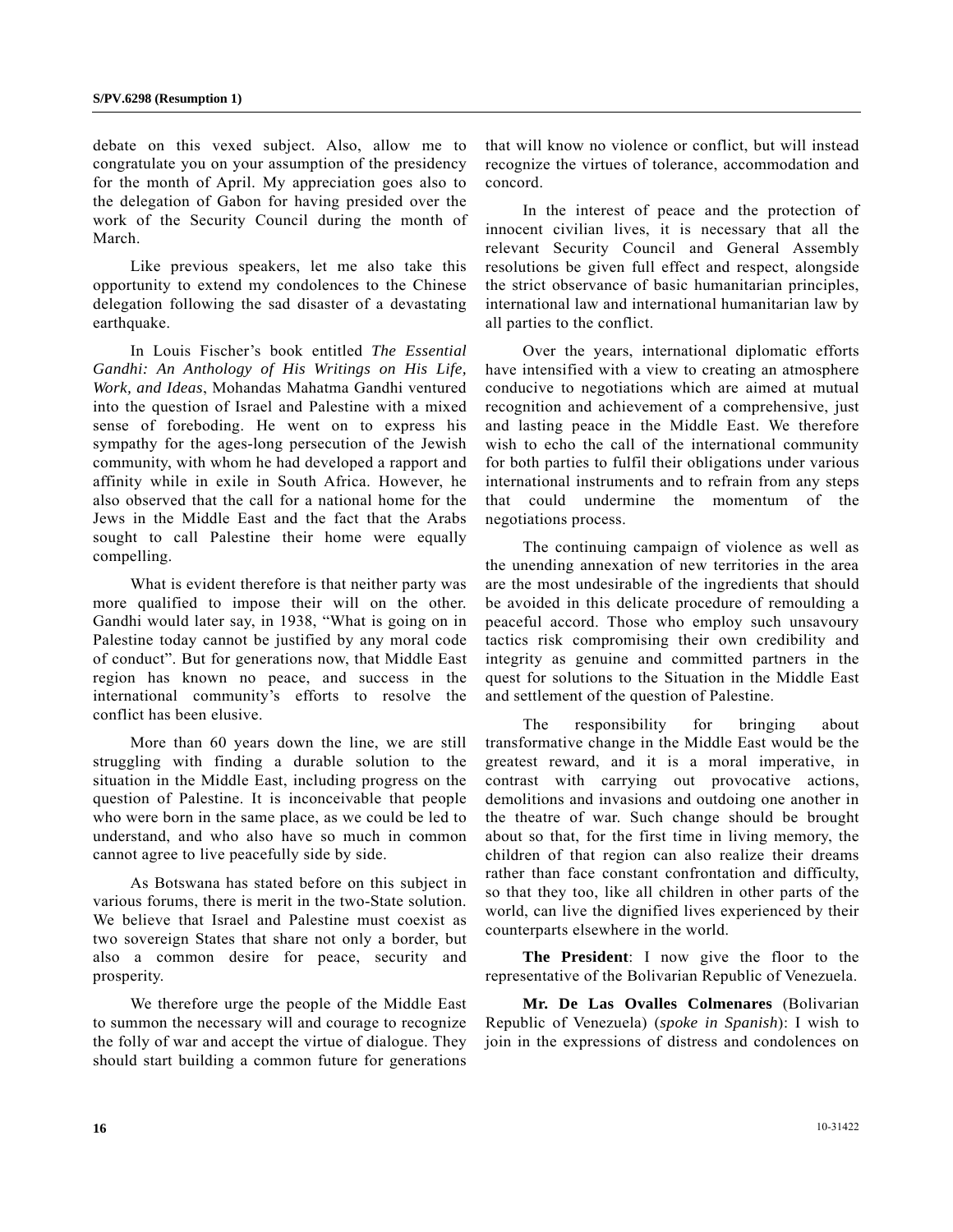debate on this vexed subject. Also, allow me to congratulate you on your assumption of the presidency for the month of April. My appreciation goes also to the delegation of Gabon for having presided over the work of the Security Council during the month of March.

Like previous speakers, let me also take this opportunity to extend my condolences to the Chinese delegation following the sad disaster of a devastating earthquake.

In Louis Fischer's book entitled *The Essential Gandhi: An Anthology of His Writings on His Life, Work, and Ideas*, Mohandas Mahatma Gandhi ventured into the question of Israel and Palestine with a mixed sense of foreboding. He went on to express his sympathy for the ages-long persecution of the Jewish community, with whom he had developed a rapport and affinity while in exile in South Africa. However, he also observed that the call for a national home for the Jews in the Middle East and the fact that the Arabs sought to call Palestine their home were equally compelling.

What is evident therefore is that neither party was more qualified to impose their will on the other. Gandhi would later say, in 1938, "What is going on in Palestine today cannot be justified by any moral code of conduct". But for generations now, that Middle East region has known no peace, and success in the international community's efforts to resolve the conflict has been elusive.

More than 60 years down the line, we are still struggling with finding a durable solution to the situation in the Middle East, including progress on the question of Palestine. It is inconceivable that people who were born in the same place, as we could be led to understand, and who also have so much in common cannot agree to live peacefully side by side.

As Botswana has stated before on this subject in various forums, there is merit in the two-State solution. We believe that Israel and Palestine must coexist as two sovereign States that share not only a border, but also a common desire for peace, security and prosperity.

We therefore urge the people of the Middle East to summon the necessary will and courage to recognize the folly of war and accept the virtue of dialogue. They should start building a common future for generations that will know no violence or conflict, but will instead recognize the virtues of tolerance, accommodation and concord.

In the interest of peace and the protection of innocent civilian lives, it is necessary that all the relevant Security Council and General Assembly resolutions be given full effect and respect, alongside the strict observance of basic humanitarian principles, international law and international humanitarian law by all parties to the conflict.

Over the years, international diplomatic efforts have intensified with a view to creating an atmosphere conducive to negotiations which are aimed at mutual recognition and achievement of a comprehensive, just and lasting peace in the Middle East. We therefore wish to echo the call of the international community for both parties to fulfil their obligations under various international instruments and to refrain from any steps that could undermine the momentum of the negotiations process.

The continuing campaign of violence as well as the unending annexation of new territories in the area are the most undesirable of the ingredients that should be avoided in this delicate procedure of remoulding a peaceful accord. Those who employ such unsavoury tactics risk compromising their own credibility and integrity as genuine and committed partners in the quest for solutions to the Situation in the Middle East and settlement of the question of Palestine.

The responsibility for bringing about transformative change in the Middle East would be the greatest reward, and it is a moral imperative, in contrast with carrying out provocative actions, demolitions and invasions and outdoing one another in the theatre of war. Such change should be brought about so that, for the first time in living memory, the children of that region can also realize their dreams rather than face constant confrontation and difficulty, so that they too, like all children in other parts of the world, can live the dignified lives experienced by their counterparts elsewhere in the world.

**The President**: I now give the floor to the representative of the Bolivarian Republic of Venezuela.

**Mr. De Las Ovalles Colmenares** (Bolivarian Republic of Venezuela) (*spoke in Spanish*): I wish to join in the expressions of distress and condolences on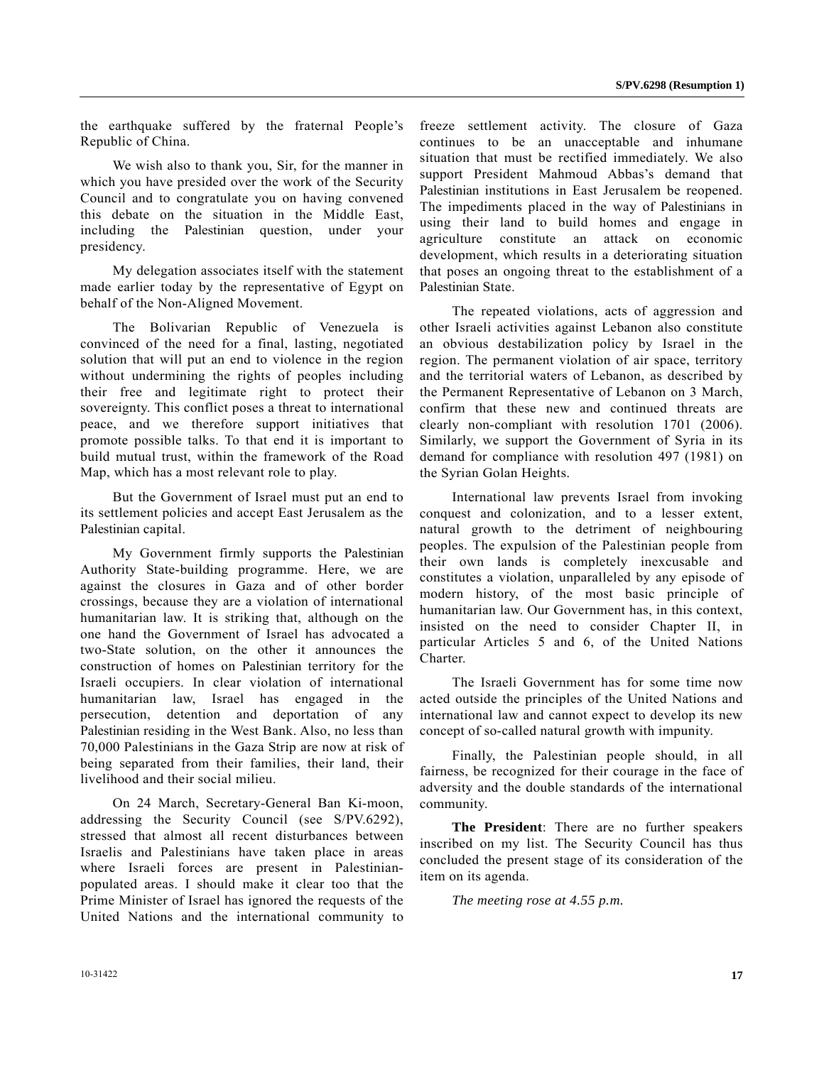the earthquake suffered by the fraternal People's Republic of China.

We wish also to thank you, Sir, for the manner in which you have presided over the work of the Security Council and to congratulate you on having convened this debate on the situation in the Middle East, including the Palestinian question, under your presidency.

My delegation associates itself with the statement made earlier today by the representative of Egypt on behalf of the Non-Aligned Movement.

The Bolivarian Republic of Venezuela is convinced of the need for a final, lasting, negotiated solution that will put an end to violence in the region without undermining the rights of peoples including their free and legitimate right to protect their sovereignty. This conflict poses a threat to international peace, and we therefore support initiatives that promote possible talks. To that end it is important to build mutual trust, within the framework of the Road Map, which has a most relevant role to play.

But the Government of Israel must put an end to its settlement policies and accept East Jerusalem as the Palestinian capital.

My Government firmly supports the Palestinian Authority State-building programme. Here, we are against the closures in Gaza and of other border crossings, because they are a violation of international humanitarian law. It is striking that, although on the one hand the Government of Israel has advocated a two-State solution, on the other it announces the construction of homes on Palestinian territory for the Israeli occupiers. In clear violation of international humanitarian law, Israel has engaged in the persecution, detention and deportation of any Palestinian residing in the West Bank. Also, no less than 70,000 Palestinians in the Gaza Strip are now at risk of being separated from their families, their land, their livelihood and their social milieu.

On 24 March, Secretary-General Ban Ki-moon, addressing the Security Council (see S/PV.6292), stressed that almost all recent disturbances between Israelis and Palestinians have taken place in areas where Israeli forces are present in Palestinian-populated areas. I should make it clear too that the Prime Minister of Israel has ignored the requests of the United Nations and the international community to freeze settlement activity. The closure of Gaza continues to be an unacceptable and inhumane situation that must be rectified immediately. We also support President Mahmoud Abbas's demand that Palestinian institutions in East Jerusalem be reopened. The impediments placed in the way of Palestinians in using their land to build homes and engage in agriculture constitute an attack on economic development, which results in a deteriorating situation that poses an ongoing threat to the establishment of a Palestinian State.

The repeated violations, acts of aggression and other Israeli activities against Lebanon also constitute an obvious destabilization policy by Israel in the region. The permanent violation of air space, territory and the territorial waters of Lebanon, as described by the Permanent Representative of Lebanon on 3 March, confirm that these new and continued threats are clearly non-compliant with resolution 1701 (2006). Similarly, we support the Government of Syria in its demand for compliance with resolution 497 (1981) on the Syrian Golan Heights.

International law prevents Israel from invoking conquest and colonization, and to a lesser extent, natural growth to the detriment of neighbouring peoples. The expulsion of the Palestinian people from their own lands is completely inexcusable and constitutes a violation, unparalleled by any episode of modern history, of the most basic principle of humanitarian law. Our Government has, in this context, insisted on the need to consider Chapter II, in particular Articles 5 and 6, of the United Nations Charter.

The Israeli Government has for some time now acted outside the principles of the United Nations and international law and cannot expect to develop its new concept of so-called natural growth with impunity.

Finally, the Palestinian people should, in all fairness, be recognized for their courage in the face of adversity and the double standards of the international community.

**The President**: There are no further speakers inscribed on my list. The Security Council has thus concluded the present stage of its consideration of the item on its agenda.

*The meeting rose at 4.55 p.m.*